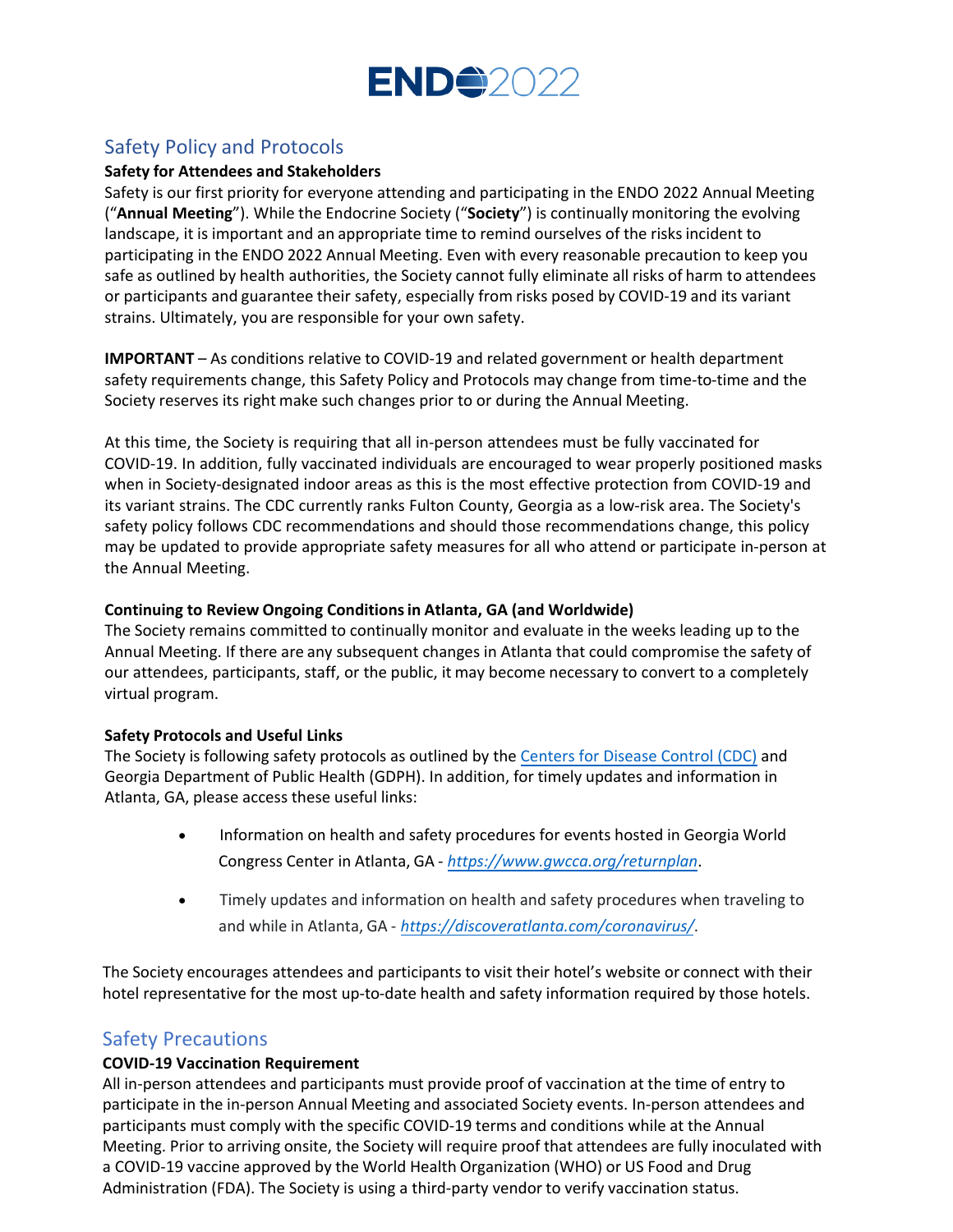# ENDO2022

## Safety Policy and Protocols

**Safety for Attendees and Stakeholders**

Safety is our first priority for everyone attending and participating in the ENDO 2022 Annual Meeting ("**Annual Meeting**"). While the Endocrine Society ("**Society**") is continually monitoring the evolving landscape, it is important and an appropriate time to remind ourselves of the risks incident to participating in the ENDO 2022 Annual Meeting. Even with every reasonable precaution to keep you safe as outlined by health authorities, the Society cannot fully eliminate all risks of harm to attendees or participants and guarantee their safety, especially from risks posed by COVID-19 and its variant strains. Ultimately, you are responsible for your own safety.

**IMPORTANT** – As conditions relative to COVID-19 and related government or health department safety requirements change, this Safety Policy and Protocols may change from time-to-time and the Society reserves its right make such changes prior to or during the Annual Meeting.

At this time, the Society is requiring that all in-person attendees must be fully vaccinated for COVID-19. In addition, fully vaccinated individuals are encouraged to wear properly positioned masks when in Society-designated indoor areas as this is the most effective protection from COVID-19 and its variant strains. The CDC currently ranks Fulton County, Georgia as a low-risk area. The Society's safety policy follows CDC recommendations and should those recommendations change, this policy may be updated to provide appropriate safety measures for all who attend or participate in-person at the Annual Meeting.

**Continuing to Review Ongoing Conditions in Atlanta, GA (and Worldwide)**

The Society remains committed to continually monitor and evaluate in the weeks leading up to the Annual Meeting. If there are any subsequent changes in Atlanta that could compromise the safety of our attendees, participants, staff, or the public, it may become necessary to convert to a completely virtual program.

**Safety Protocols and Useful Links**

The Society is following safety protocols as outlined by the Centers for Disease Control (CDC) and Georgia Department of Public Health (GDPH). In addition, for timely updates and information in Atlanta, GA, please access these useful links:

- Information on health and safety procedures for events hosted in Georgia World Congress Center in Atlanta, GA - *https://www.gwcca.org/returnplan*.
- Timely updates and information on health and safety procedures when traveling to and while in Atlanta, GA - *https://discoveratlanta.com/coronavirus/*.

The Society encourages attendees and participants to visit their hotel's website or connect with their hotel representative for the most up-to-date health and safety information required by those hotels.

## Safety Precautions

**COVID-19 Vaccination Requirement**

All in-person attendees and participants must provide proof of vaccination at the time of entry to participate in the in-person Annual Meeting and associated Society events. In-person attendees and participants must comply with the specific COVID-19 terms and conditions while at the Annual Meeting. Prior to arriving onsite, the Society will require proof that attendees are fully inoculated with a COVID-19 vaccine approved by the World Health Organization (WHO) or US Food and Drug Administration (FDA). The Society is using a third-party vendor to verify vaccination status.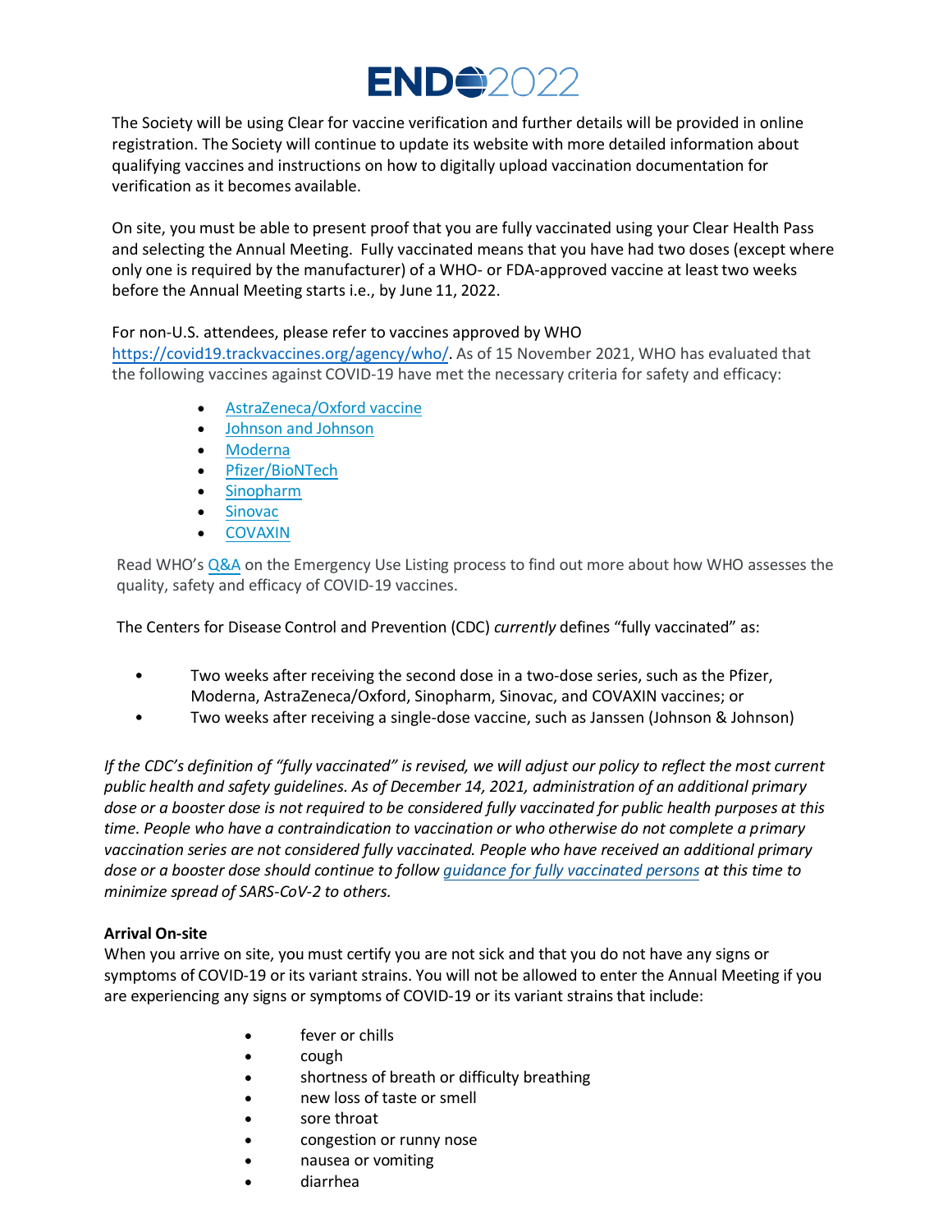The Society will be using Clear for vaccine verification and further details will be provided in online registration. The Society will continue to update its website with more detailed information about qualifying vaccines and instructions on how to digitally upload vaccination documentation for verification as it becomes available.

On site, you must be able to present proof that you are fully vaccinated using your Clear Health Pass and selecting the Annual Meeting. Fully vaccinated means that you have had two doses (except where only one is required by the manufacturer) of a WHO- or FDA-approved vaccine at least two weeks before the Annual Meeting starts i.e., by June 11, 2022.

For non-U.S. attendees, please refer to vaccines approved by WHO https://covid19.trackvaccines.org/agency/who/. As of 15 November 2021, WHO has evaluated that the following vaccines against COVID-19 have met the necessary criteria for safety and efficacy:

- AstraZeneca/Oxford vaccine
- Johnson and Johnson
- Moderna
- Pfizer/BioNTech
- Sinopharm
- Sinovac
- COVAXIN

Read WHO's Q&A on the Emergency Use Listing process to find out more about how WHO assesses the quality, safety and efficacy of COVID-19 vaccines.

The Centers for Disease Control and Prevention (CDC) *currently* defines "fully vaccinated" as:

- Two weeks after receiving the second dose in a two-dose series, such as the Pfizer, Moderna, AstraZeneca/Oxford, Sinopharm, Sinovac, and COVAXIN vaccines; or
- Two weeks after receiving a single-dose vaccine, such as Janssen (Johnson & Johnson)

*If the CDC's definition of "fully vaccinated" is revised, we will adjust our policy to reflect the most current public health and safety guidelines. As of December 14, 2021, administration of an additional primary dose or a booster dose is not required to be considered fully vaccinated for public health purposes at this time. People who have a contraindication to vaccination or who otherwise do not complete a primary vaccination series are not considered fully vaccinated. People who have received an additional primary dose or a booster dose should continue to follow guidance for fully vaccinated persons at this time to minimize spread of SARS-CoV-2 to others.*

**Arrival On-site**

When you arrive on site, you must certify you are not sick and that you do not have any signs or symptoms of COVID-19 or its variant strains. You will not be allowed to enter the Annual Meeting if you are experiencing any signs or symptoms of COVID-19 or its variant strains that include:

- fever or chills
- cough
- shortness of breath or difficulty breathing
- new loss of taste or smell
- sore throat
- congestion or runny nose
- nausea or vomiting
- diarrhea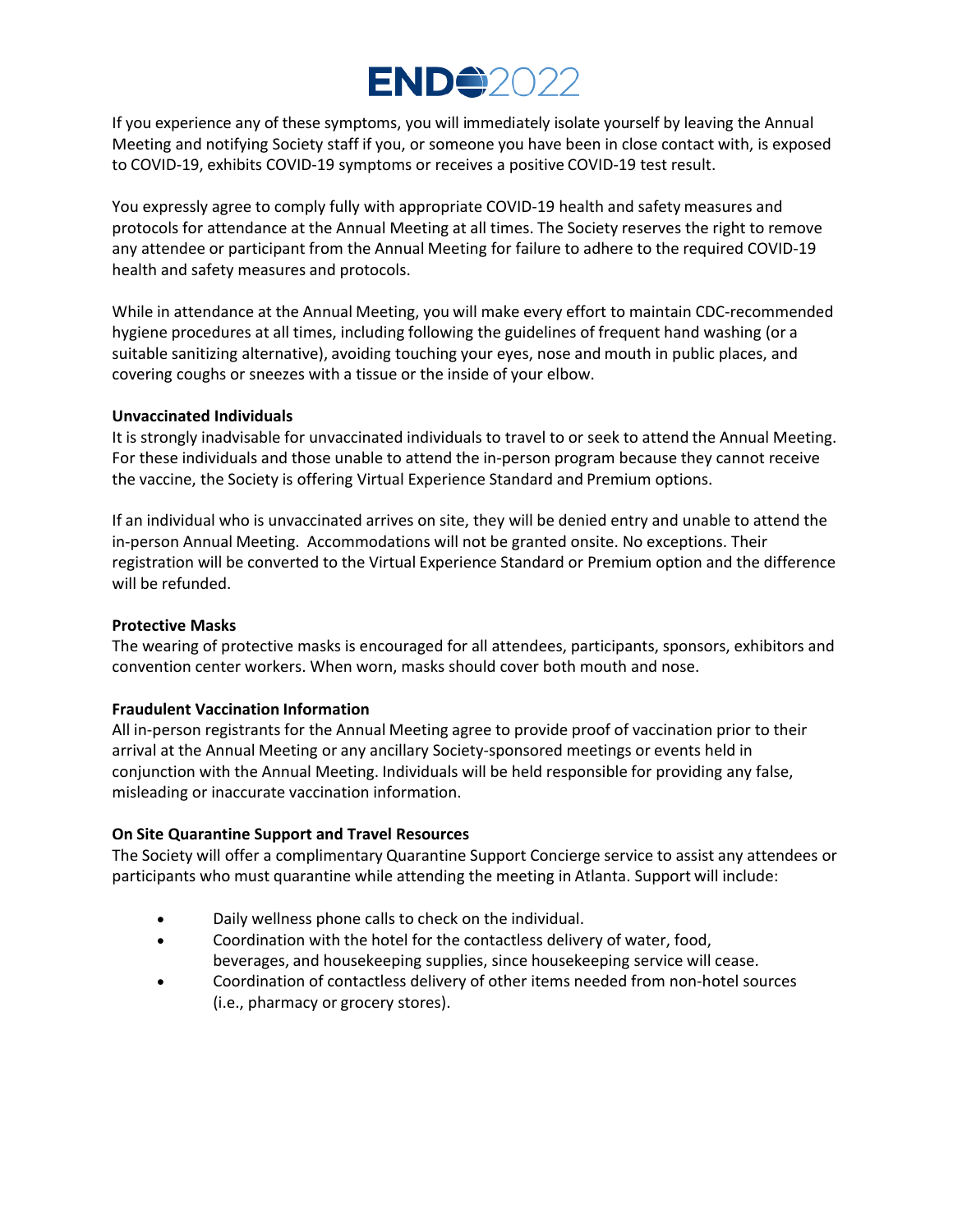If you experience any of these symptoms, you will immediately isolate yourself by leaving the Annual Meeting and notifying Society staff if you, or someone you have been in close contact with, is exposed to COVID-19, exhibits COVID-19 symptoms or receives a positive COVID-19 test result.

You expressly agree to comply fully with appropriate COVID-19 health and safety measures and protocols for attendance at the Annual Meeting at all times. The Society reserves the right to remove any attendee or participant from the Annual Meeting for failure to adhere to the required COVID-19 health and safety measures and protocols.

While in attendance at the Annual Meeting, you will make every effort to maintain CDC-recommended hygiene procedures at all times, including following the guidelines of frequent hand washing (or a suitable sanitizing alternative), avoiding touching your eyes, nose and mouth in public places, and covering coughs or sneezes with a tissue or the inside of your elbow.

**Unvaccinated Individuals**

It is strongly inadvisable for unvaccinated individuals to travel to or seek to attend the Annual Meeting. For these individuals and those unable to attend the in-person program because they cannot receive the vaccine, the Society is offering Virtual Experience Standard and Premium options.

If an individual who is unvaccinated arrives on site, they will be denied entry and unable to attend the in-person Annual Meeting. Accommodations will not be granted onsite. No exceptions. Their registration will be converted to the Virtual Experience Standard or Premium option and the difference will be refunded.

**Protective Masks**

The wearing of protective masks is encouraged for all attendees, participants, sponsors, exhibitors and convention center workers. When worn, masks should cover both mouth and nose.

**Fraudulent Vaccination Information**

All in-person registrants for the Annual Meeting agree to provide proof of vaccination prior to their arrival at the Annual Meeting or any ancillary Society-sponsored meetings or events held in conjunction with the Annual Meeting. Individuals will be held responsible for providing any false, misleading or inaccurate vaccination information.

**On Site Quarantine Support and Travel Resources**

The Society will offer a complimentary Quarantine Support Concierge service to assist any attendees or participants who must quarantine while attending the meeting in Atlanta. Support will include:

- Daily wellness phone calls to check on the individual.
- Coordination with the hotel for the contactless delivery of water, food, beverages, and housekeeping supplies, since housekeeping service will cease.
- Coordination of contactless delivery of other items needed from non-hotel sources (i.e., pharmacy or grocery stores).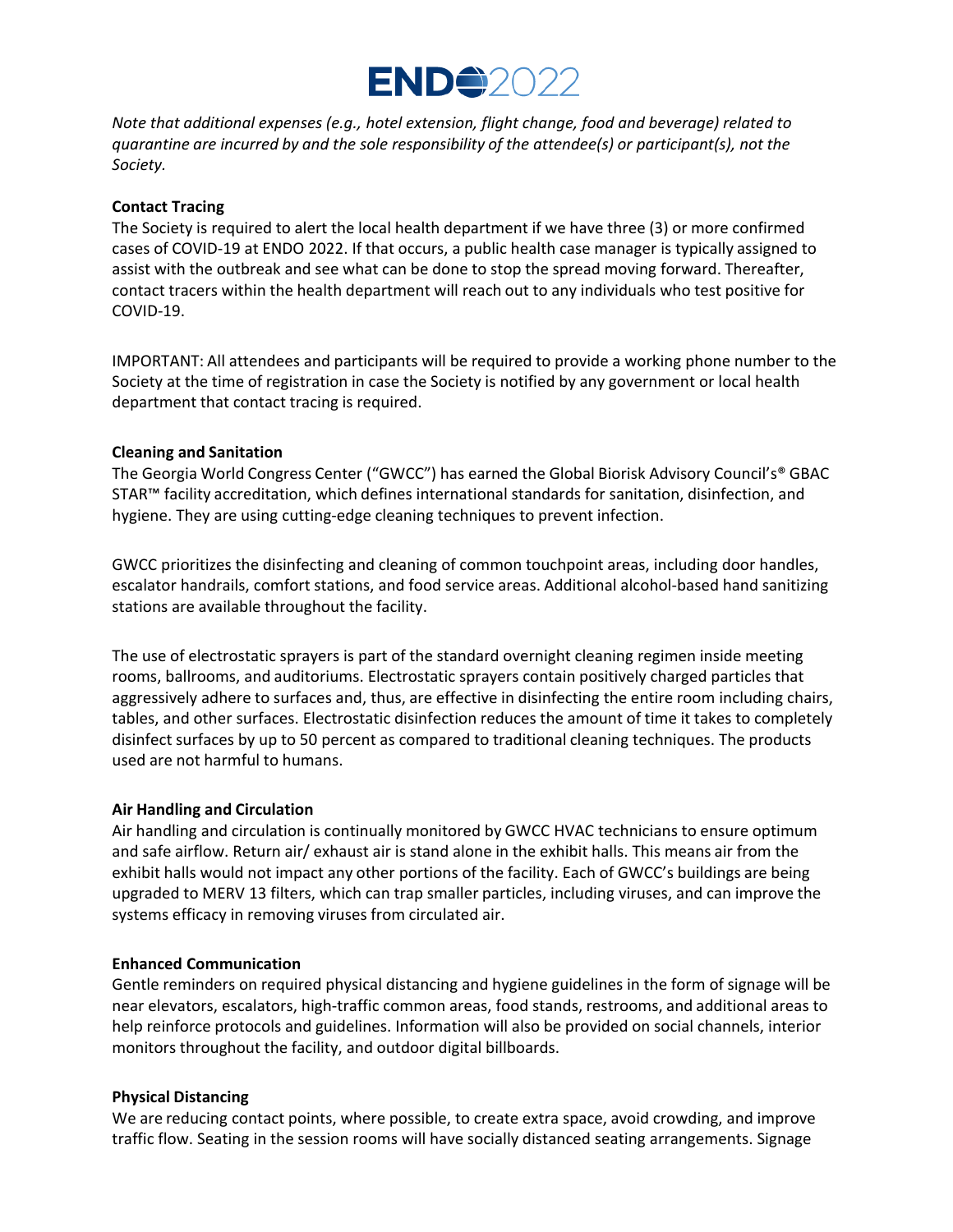*Note that additional expenses (e.g., hotel extension, flight change, food and beverage) related to quarantine are incurred by and the sole responsibility of the attendee(s) or participant(s), not the Society.*

**Contact Tracing**

The Society is required to alert the local health department if we have three (3) or more confirmed cases of COVID-19 at ENDO 2022. If that occurs, a public health case manager is typically assigned to assist with the outbreak and see what can be done to stop the spread moving forward. Thereafter, contact tracers within the health department will reach out to any individuals who test positive for COVID-19.

IMPORTANT: All attendees and participants will be required to provide a working phone number to the Society at the time of registration in case the Society is notified by any government or local health department that contact tracing is required.

**Cleaning and Sanitation**

The Georgia World Congress Center ("GWCC") has earned the Global Biorisk Advisory Council's® GBAC STAR™ facility accreditation, which defines international standards for sanitation, disinfection, and hygiene. They are using cutting-edge cleaning techniques to prevent infection.

GWCC prioritizes the disinfecting and cleaning of common touchpoint areas, including door handles, escalator handrails, comfort stations, and food service areas. Additional alcohol-based hand sanitizing stations are available throughout the facility.

The use of electrostatic sprayers is part of the standard overnight cleaning regimen inside meeting rooms, ballrooms, and auditoriums. Electrostatic sprayers contain positively charged particles that aggressively adhere to surfaces and, thus, are effective in disinfecting the entire room including chairs, tables, and other surfaces. Electrostatic disinfection reduces the amount of time it takes to completely disinfect surfaces by up to 50 percent as compared to traditional cleaning techniques. The products used are not harmful to humans.

**Air Handling and Circulation**

Air handling and circulation is continually monitored by GWCC HVAC technicians to ensure optimum and safe airflow. Return air/ exhaust air is stand alone in the exhibit halls. This means air from the exhibit halls would not impact any other portions of the facility. Each of GWCC's buildings are being upgraded to MERV 13 filters, which can trap smaller particles, including viruses, and can improve the systems efficacy in removing viruses from circulated air.

**Enhanced Communication**

Gentle reminders on required physical distancing and hygiene guidelines in the form of signage will be near elevators, escalators, high-traffic common areas, food stands, restrooms, and additional areas to help reinforce protocols and guidelines. Information will also be provided on social channels, interior monitors throughout the facility, and outdoor digital billboards.

**Physical Distancing**

We are reducing contact points, where possible, to create extra space, avoid crowding, and improve traffic flow. Seating in the session rooms will have socially distanced seating arrangements. Signage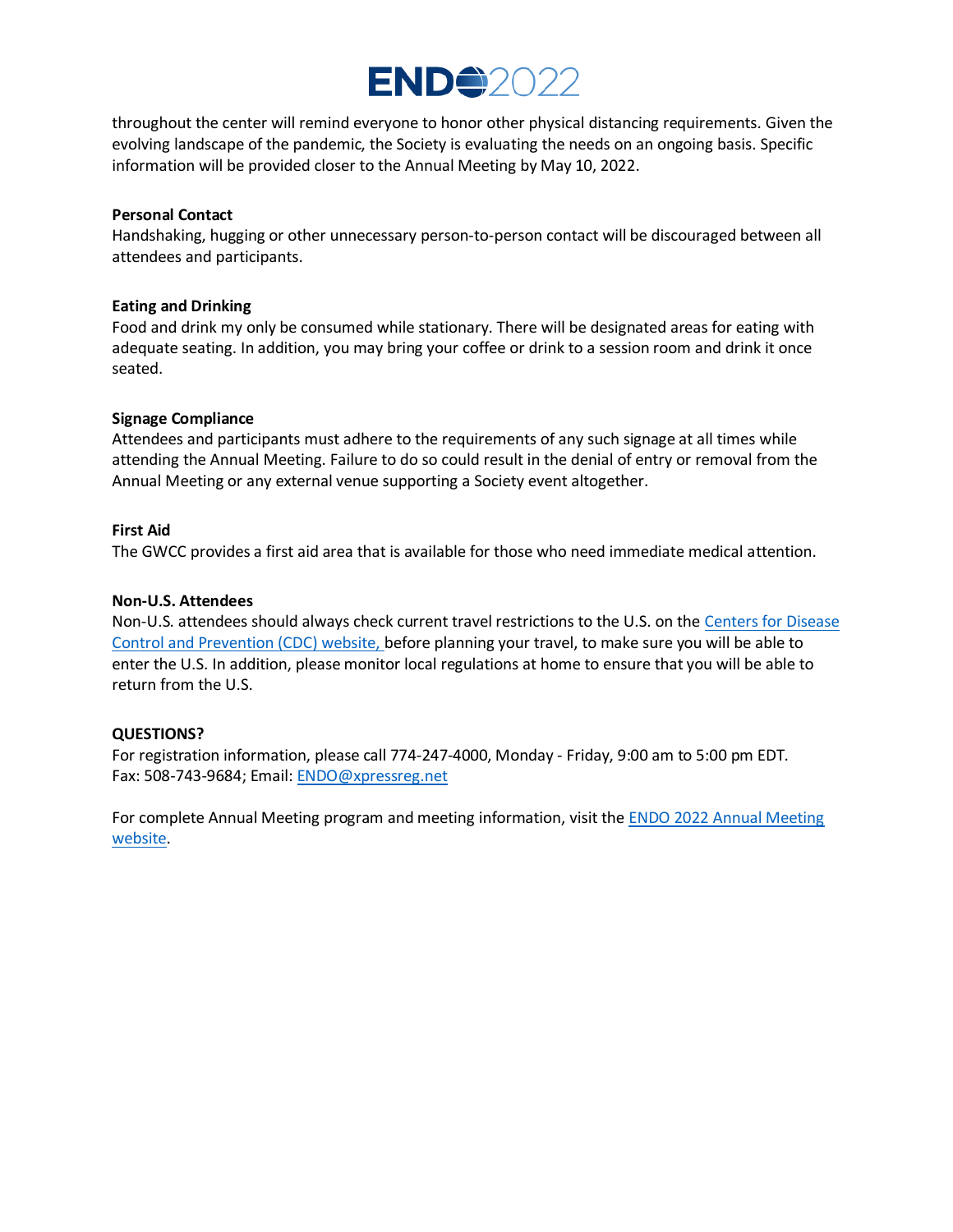throughout the center will remind everyone to honor other physical distancing requirements. Given the evolving landscape of the pandemic, the Society is evaluating the needs on an ongoing basis. Specific information will be provided closer to the Annual Meeting by May 10, 2022.

**Personal Contact**
Handshaking, hugging or other unnecessary person-to-person contact will be discouraged between all attendees and participants.

**Eating and Drinking**
Food and drink my only be consumed while stationary. There will be designated areas for eating with adequate seating. In addition, you may bring your coffee or drink to a session room and drink it once seated.

**Signage Compliance**
Attendees and participants must adhere to the requirements of any such signage at all times while attending the Annual Meeting. Failure to do so could result in the denial of entry or removal from the Annual Meeting or any external venue supporting a Society event altogether.

**First Aid**
The GWCC provides a first aid area that is available for those who need immediate medical attention.

**Non-U.S. Attendees**
Non-U.S. attendees should always check current travel restrictions to the U.S. on the Centers for Disease Control and Prevention (CDC) website, before planning your travel, to make sure you will be able to enter the U.S. In addition, please monitor local regulations at home to ensure that you will be able to return from the U.S.

**QUESTIONS?**
For registration information, please call 774-247-4000, Monday - Friday, 9:00 am to 5:00 pm EDT.
Fax: 508-743-9684; Email: ENDO@xpressreg.net

For complete Annual Meeting program and meeting information, visit the ENDO 2022 Annual Meeting website.